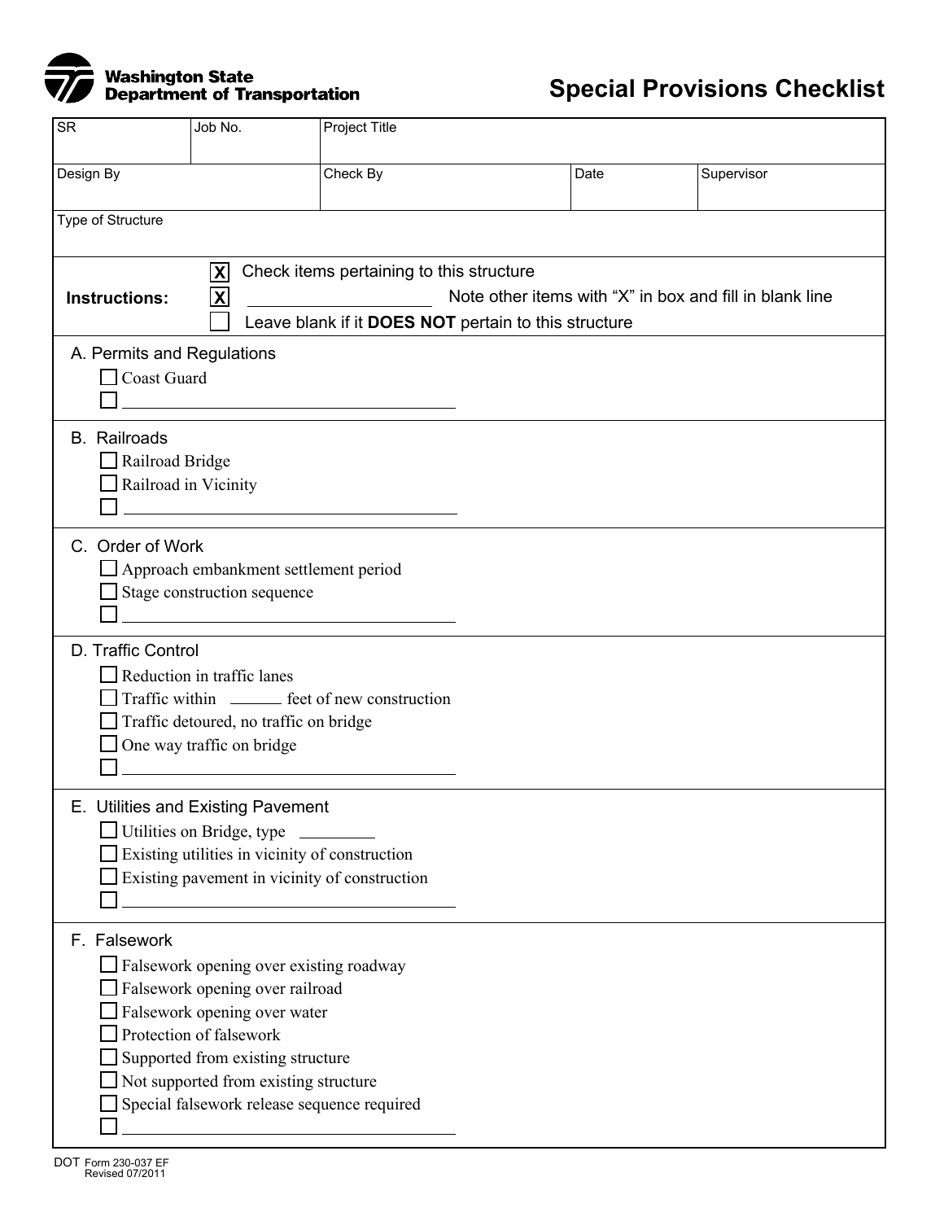Washington State Department of Transportation

# Special Provisions Checklist

| SR | Job No. | Project Title | | |
|---|---|---|---|---|
| Design By | | Check By | Date | Supervisor |
| Type of Structure | | | | |

**Instructions:**

- [X] Check items pertaining to this structure
- [X] ____________ Note other items with "X" in box and fill in blank line
- [ ] Leave blank if it **DOES NOT** pertain to this structure

## A. Permits and Regulations

- [ ] Coast Guard
- [ ] ____________________

## B. Railroads

- [ ] Railroad Bridge
- [ ] Railroad in Vicinity
- [ ] ____________________

## C. Order of Work

- [ ] Approach embankment settlement period
- [ ] Stage construction sequence
- [ ] ____________________

## D. Traffic Control

- [ ] Reduction in traffic lanes
- [ ] Traffic within ______ feet of new construction
- [ ] Traffic detoured, no traffic on bridge
- [ ] One way traffic on bridge
- [ ] ____________________

## E. Utilities and Existing Pavement

- [ ] Utilities on Bridge, type ________
- [ ] Existing utilities in vicinity of construction
- [ ] Existing pavement in vicinity of construction
- [ ] ____________________

## F. Falsework

- [ ] Falsework opening over existing roadway
- [ ] Falsework opening over railroad
- [ ] Falsework opening over water
- [ ] Protection of falsework
- [ ] Supported from existing structure
- [ ] Not supported from existing structure
- [ ] Special falsework release sequence required
- [ ] ____________________

DOT Form 230-037 EF
Revised 07/2011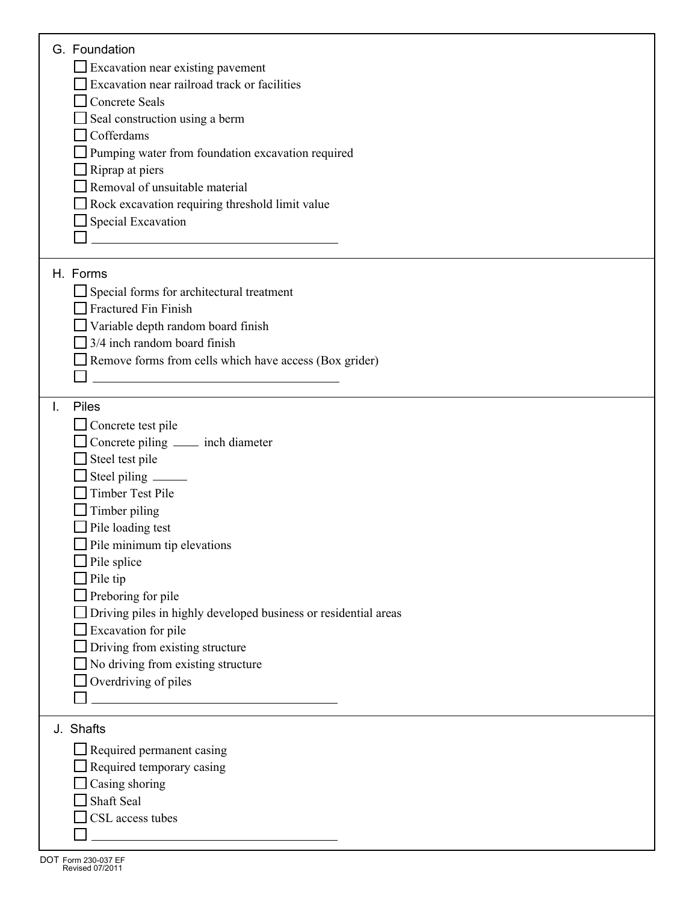## G. Foundation

- ☐ Excavation near existing pavement
- ☐ Excavation near railroad track or facilities
- ☐ Concrete Seals
- ☐ Seal construction using a berm
- ☐ Cofferdams
- ☐ Pumping water from foundation excavation required
- ☐ Riprap at piers
- ☐ Removal of unsuitable material
- ☐ Rock excavation requiring threshold limit value
- ☐ Special Excavation
- ☐ ______________________________

## H. Forms

- ☐ Special forms for architectural treatment
- ☐ Fractured Fin Finish
- ☐ Variable depth random board finish
- ☐ 3/4 inch random board finish
- ☐ Remove forms from cells which have access (Box grider)
- ☐ ______________________________

## I. Piles

- ☐ Concrete test pile
- ☐ Concrete piling ____ inch diameter
- ☐ Steel test pile
- ☐ Steel piling _____
- ☐ Timber Test Pile
- ☐ Timber piling
- ☐ Pile loading test
- ☐ Pile minimum tip elevations
- ☐ Pile splice
- ☐ Pile tip
- ☐ Preboring for pile
- ☐ Driving piles in highly developed business or residential areas
- ☐ Excavation for pile
- ☐ Driving from existing structure
- ☐ No driving from existing structure
- ☐ Overdriving of piles
- ☐ ______________________________

## J. Shafts

- ☐ Required permanent casing
- ☐ Required temporary casing
- ☐ Casing shoring
- ☐ Shaft Seal
- ☐ CSL access tubes
- ☐ ______________________________

DOT Form 230-037 EF
Revised 07/2011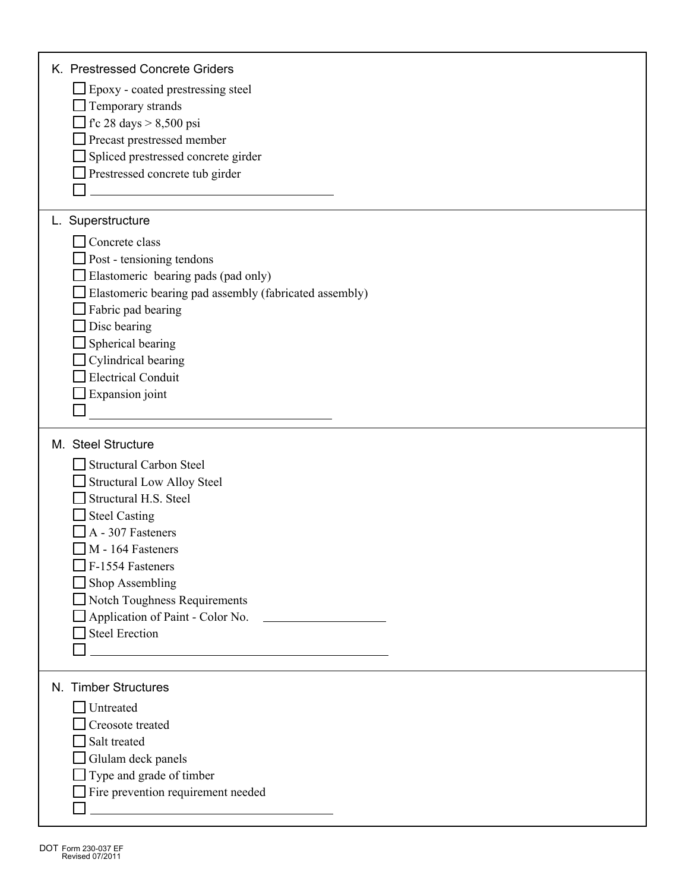## K. Prestressed Concrete Griders

- [ ] Epoxy - coated prestressing steel
- [ ] Temporary strands
- [ ] f'c 28 days > 8,500 psi
- [ ] Precast prestressed member
- [ ] Spliced prestressed concrete girder
- [ ] Prestressed concrete tub girder
- [ ] ______________________________

## L. Superstructure

- [ ] Concrete class
- [ ] Post - tensioning tendons
- [ ] Elastomeric bearing pads (pad only)
- [ ] Elastomeric bearing pad assembly (fabricated assembly)
- [ ] Fabric pad bearing
- [ ] Disc bearing
- [ ] Spherical bearing
- [ ] Cylindrical bearing
- [ ] Electrical Conduit
- [ ] Expansion joint
- [ ] ______________________________

## M. Steel Structure

- [ ] Structural Carbon Steel
- [ ] Structural Low Alloy Steel
- [ ] Structural H.S. Steel
- [ ] Steel Casting
- [ ] A - 307 Fasteners
- [ ] M - 164 Fasteners
- [ ] F-1554 Fasteners
- [ ] Shop Assembling
- [ ] Notch Toughness Requirements
- [ ] Application of Paint - Color No. ________________
- [ ] Steel Erection
- [ ] ______________________________

## N. Timber Structures

- [ ] Untreated
- [ ] Creosote treated
- [ ] Salt treated
- [ ] Glulam deck panels
- [ ] Type and grade of timber
- [ ] Fire prevention requirement needed
- [ ] ______________________________

DOT Form 230-037 EF
Revised 07/2011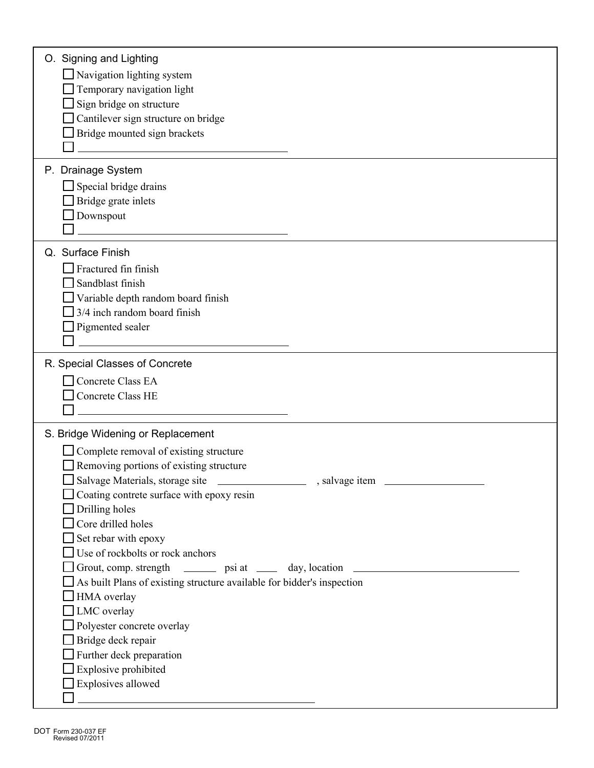## O. Signing and Lighting

- ☐ Navigation lighting system
- ☐ Temporary navigation light
- ☐ Sign bridge on structure
- ☐ Cantilever sign structure on bridge
- ☐ Bridge mounted sign brackets
- ☐ ______________________________

## P. Drainage System

- ☐ Special bridge drains
- ☐ Bridge grate inlets
- ☐ Downspout
- ☐ ______________________________

## Q. Surface Finish

- ☐ Fractured fin finish
- ☐ Sandblast finish
- ☐ Variable depth random board finish
- ☐ 3/4 inch random board finish
- ☐ Pigmented sealer
- ☐ ______________________________

## R. Special Classes of Concrete

- ☐ Concrete Class EA
- ☐ Concrete Class HE
- ☐ ______________________________

## S. Bridge Widening or Replacement

- ☐ Complete removal of existing structure
- ☐ Removing portions of existing structure
- ☐ Salvage Materials, storage site ____________ , salvage item ______________
- ☐ Coating contrete surface with epoxy resin
- ☐ Drilling holes
- ☐ Core drilled holes
- ☐ Set rebar with epoxy
- ☐ Use of rockbolts or rock anchors
- ☐ Grout, comp. strength _____ psi at ___ day, location ________________________
- ☐ As built Plans of existing structure available for bidder's inspection
- ☐ HMA overlay
- ☐ LMC overlay
- ☐ Polyester concrete overlay
- ☐ Bridge deck repair
- ☐ Further deck preparation
- ☐ Explosive prohibited
- ☐ Explosives allowed
- ☐ ______________________________

DOT Form 230-037 EF
Revised 07/2011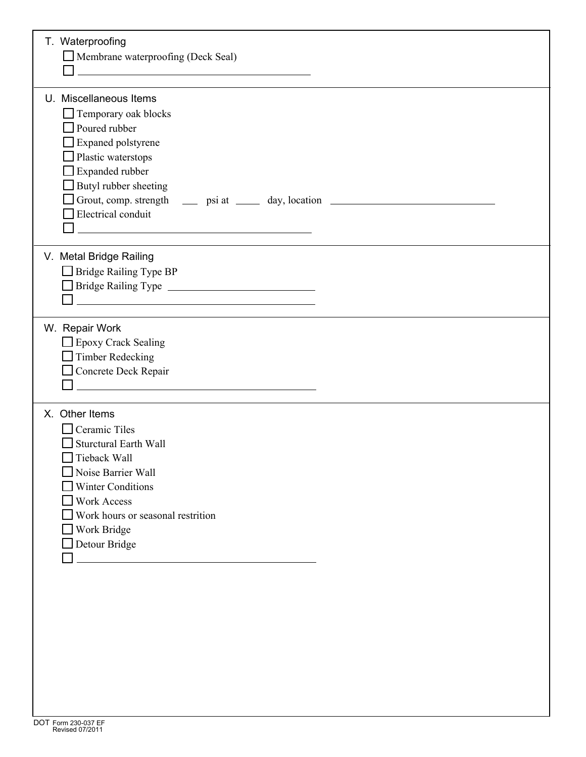T. Waterproofing

- ☐ Membrane waterproofing (Deck Seal)
- ☐ ______________________________

U. Miscellaneous Items

- ☐ Temporary oak blocks
- ☐ Poured rubber
- ☐ Expaned polstyrene
- ☐ Plastic waterstops
- ☐ Expanded rubber
- ☐ Butyl rubber sheeting
- ☐ Grout, comp. strength ___ psi at _____ day, location ______________________
- ☐ Electrical conduit
- ☐ ______________________________

V. Metal Bridge Railing

- ☐ Bridge Railing Type BP
- ☐ Bridge Railing Type ______________________
- ☐ ______________________________

W. Repair Work

- ☐ Epoxy Crack Sealing
- ☐ Timber Redecking
- ☐ Concrete Deck Repair
- ☐ ______________________________

X. Other Items

- ☐ Ceramic Tiles
- ☐ Sturctural Earth Wall
- ☐ Tieback Wall
- ☐ Noise Barrier Wall
- ☐ Winter Conditions
- ☐ Work Access
- ☐ Work hours or seasonal restrition
- ☐ Work Bridge
- ☐ Detour Bridge
- ☐ ______________________________

DOT Form 230-037 EF
Revised 07/2011